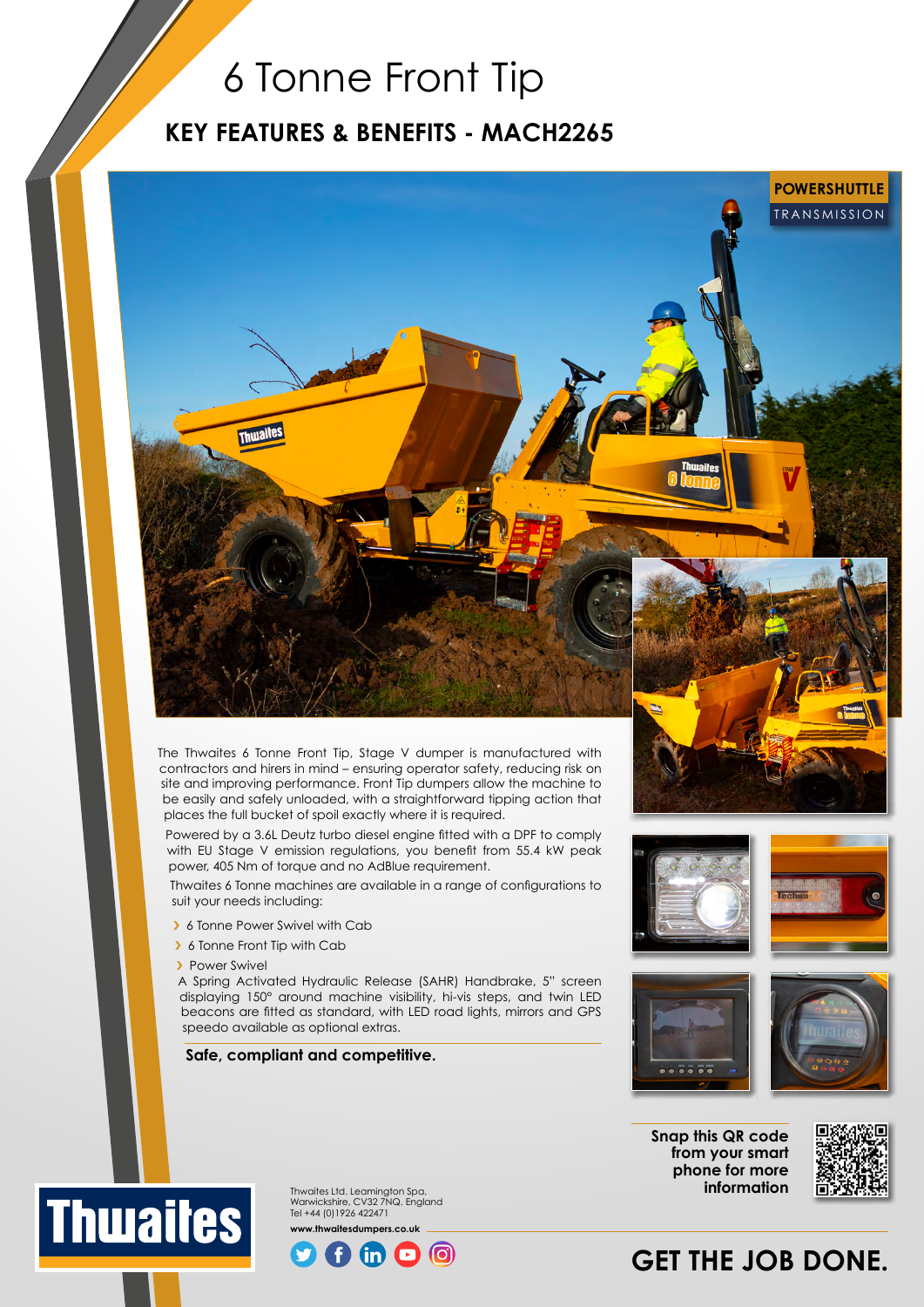# 6 Tonne Front Tip

## KEY FEATURES & BENEFITS - MACH2265

**POWERSHUTTLE**
TRANSMISSION

The Thwaites 6 Tonne Front Tip, Stage V dumper is manufactured with contractors and hirers in mind – ensuring operator safety, reducing risk on site and improving performance. Front Tip dumpers allow the machine to be easily and safely unloaded, with a straightforward tipping action that places the full bucket of spoil exactly where it is required.

Powered by a 3.6L Deutz turbo diesel engine fitted with a DPF to comply with EU Stage V emission regulations, you benefit from 55.4 kW peak power, 405 Nm of torque and no AdBlue requirement.

Thwaites 6 Tonne machines are available in a range of configurations to suit your needs including:

- 6 Tonne Power Swivel with Cab
- 6 Tonne Front Tip with Cab
- Power Swivel

A Spring Activated Hydraulic Release (SAHR) Handbrake, 5" screen displaying 150° around machine visibility, hi-vis steps, and twin LED beacons are fitted as standard, with LED road lights, mirrors and GPS speedo available as optional extras.

**Safe, compliant and competitive.**

**Snap this QR code from your smart phone for more information**

Thwaites Ltd. Leamington Spa, Warwickshire, CV32 7NQ. England
Tel +44 (0)1926 422471

**www.thwaitesdumpers.co.uk**

**GET THE JOB DONE.**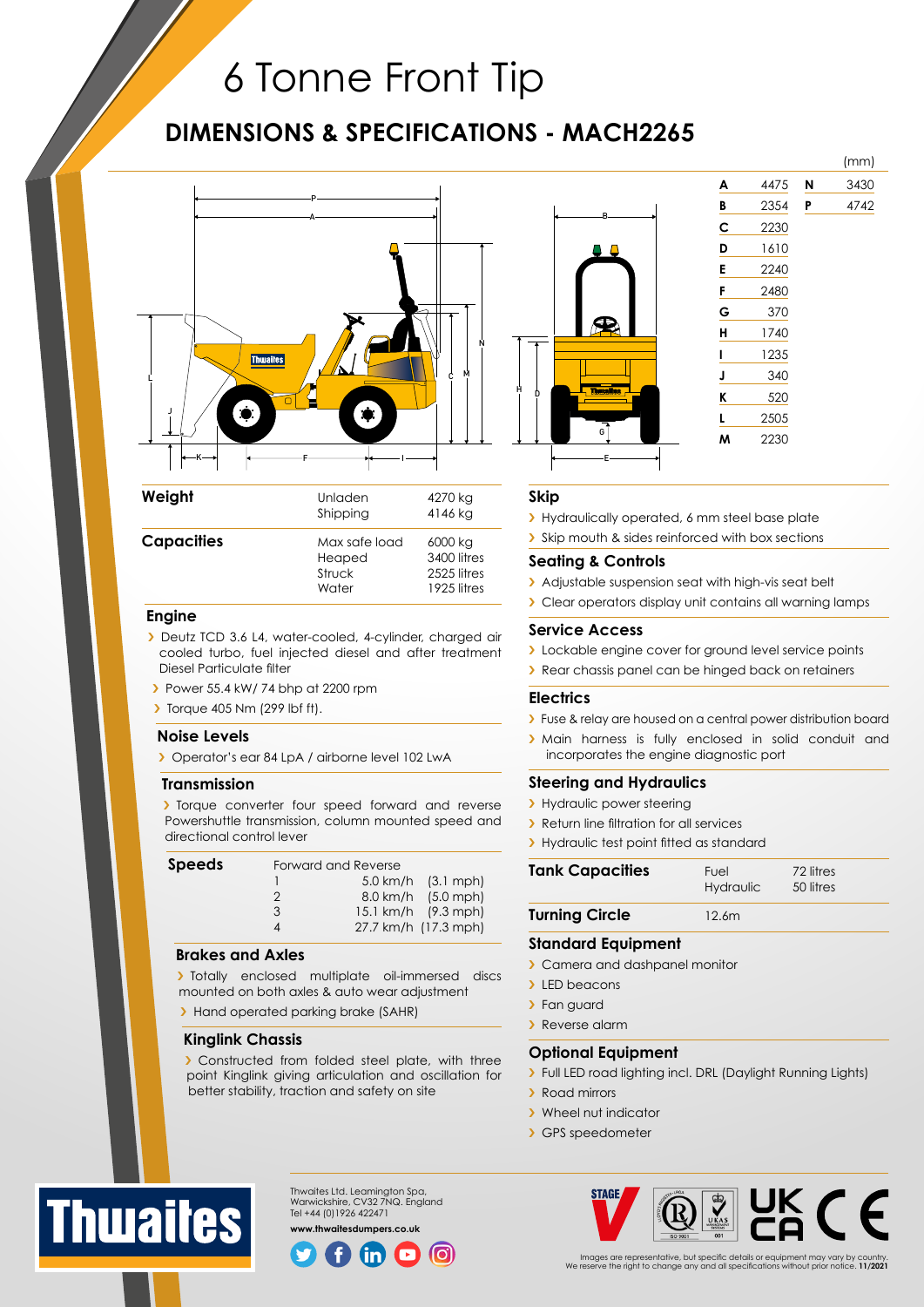# 6 Tonne Front Tip

## DIMENSIONS & SPECIFICATIONS - MACH2265

(mm)

| | | | |
|---|---|---|---|
| **A** | 4475 | **N** | 3430 |
| **B** | 2354 | **P** | 4742 |
| **C** | 2230 | | |
| **D** | 1610 | | |
| **E** | 2240 | | |
| **F** | 2480 | | |
| **G** | 370 | | |
| **H** | 1740 | | |
| **I** | 1235 | | |
| **J** | 340 | | |
| **K** | 520 | | |
| **L** | 2505 | | |
| **M** | 2230 | | |

| | | |
|---|---|---|
| **Weight** | Unladen | 4270 kg |
| | Shipping | 4146 kg |
| **Capacities** | Max safe load | 6000 kg |
| | Heaped | 3400 litres |
| | Struck | 2525 litres |
| | Water | 1925 litres |

### Engine

- Deutz TCD 3.6 L4, water-cooled, 4-cylinder, charged air cooled turbo, fuel injected diesel and after treatment Diesel Particulate filter
- Power 55.4 kW/ 74 bhp at 2200 rpm
- Torque 405 Nm (299 lbf ft).

### Noise Levels

- Operator's ear 84 LpA / airborne level 102 LwA

### Transmission

- Torque converter four speed forward and reverse Powershuttle transmission, column mounted speed and directional control lever

| **Speeds** | Forward and Reverse | | |
|---|---|---|---|
| | 1 | 5.0 km/h | (3.1 mph) |
| | 2 | 8.0 km/h | (5.0 mph) |
| | 3 | 15.1 km/h | (9.3 mph) |
| | 4 | 27.7 km/h | (17.3 mph) |

### Brakes and Axles

- Totally enclosed multiplate oil-immersed discs mounted on both axles & auto wear adjustment
- Hand operated parking brake (SAHR)

### Kinglink Chassis

- Constructed from folded steel plate, with three point Kinglink giving articulation and oscillation for better stability, traction and safety on site

### Skip

- Hydraulically operated, 6 mm steel base plate
- Skip mouth & sides reinforced with box sections

### Seating & Controls

- Adjustable suspension seat with high-vis seat belt
- Clear operators display unit contains all warning lamps

### Service Access

- Lockable engine cover for ground level service points
- Rear chassis panel can be hinged back on retainers

### Electrics

- Fuse & relay are housed on a central power distribution board
- Main harness is fully enclosed in solid conduit and incorporates the engine diagnostic port

### Steering and Hydraulics

- Hydraulic power steering
- Return line filtration for all services
- Hydraulic test point fitted as standard

| **Tank Capacities** | Fuel | 72 litres |
|---|---|---|
| | Hydraulic | 50 litres |
| **Turning Circle** | 12.6m | |

### Standard Equipment

- Camera and dashpanel monitor
- LED beacons
- Fan guard
- Reverse alarm

### Optional Equipment

- Full LED road lighting incl. DRL (Daylight Running Lights)
- Road mirrors
- Wheel nut indicator
- GPS speedometer

Thwaites Ltd. Leamington Spa, Warwickshire, CV32 7NQ. England
Tel +44 (0)1926 422471
**www.thwaitesdumpers.co.uk**

Images are representative, but specific details or equipment may vary by country. We reserve the right to change any and all specifications without prior notice. **11/2021**